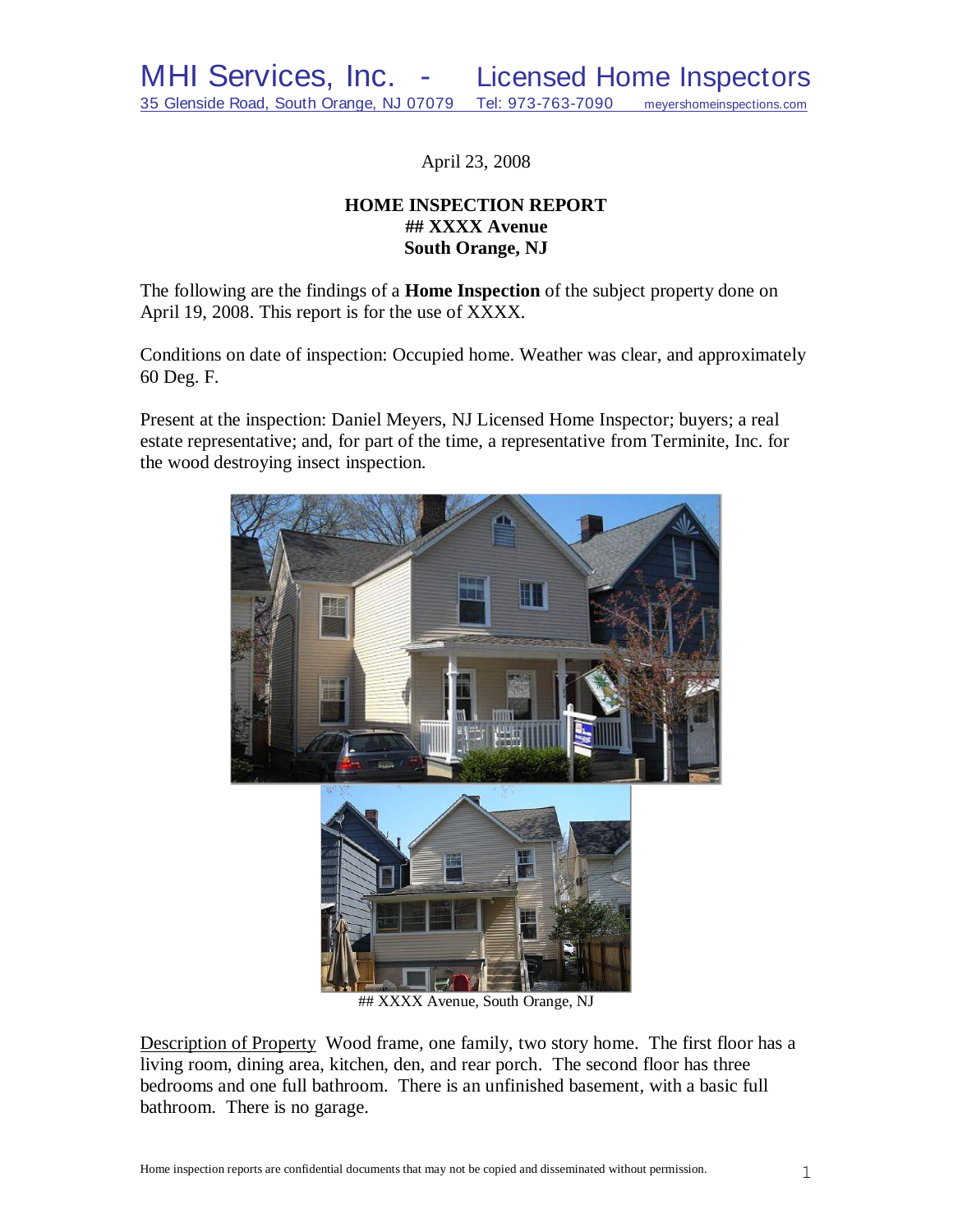MHI Services, Inc. - Licensed Home Inspectors
35 Glenside Road, South Orange, NJ 07079 Tel: 973-763-7090 meyershomeinspections.com

April 23, 2008

**HOME INSPECTION REPORT**
**## XXXX Avenue**
**South Orange, NJ**

The following are the findings of a **Home Inspection** of the subject property done on April 19, 2008. This report is for the use of XXXX.

Conditions on date of inspection: Occupied home. Weather was clear, and approximately 60 Deg. F.

Present at the inspection: Daniel Meyers, NJ Licensed Home Inspector; buyers; a real estate representative; and, for part of the time, a representative from Terminite, Inc. for the wood destroying insect inspection.

## XXXX Avenue, South Orange, NJ

Description of Property Wood frame, one family, two story home. The first floor has a living room, dining area, kitchen, den, and rear porch. The second floor has three bedrooms and one full bathroom. There is an unfinished basement, with a basic full bathroom. There is no garage.

Home inspection reports are confidential documents that may not be copied and disseminated without permission.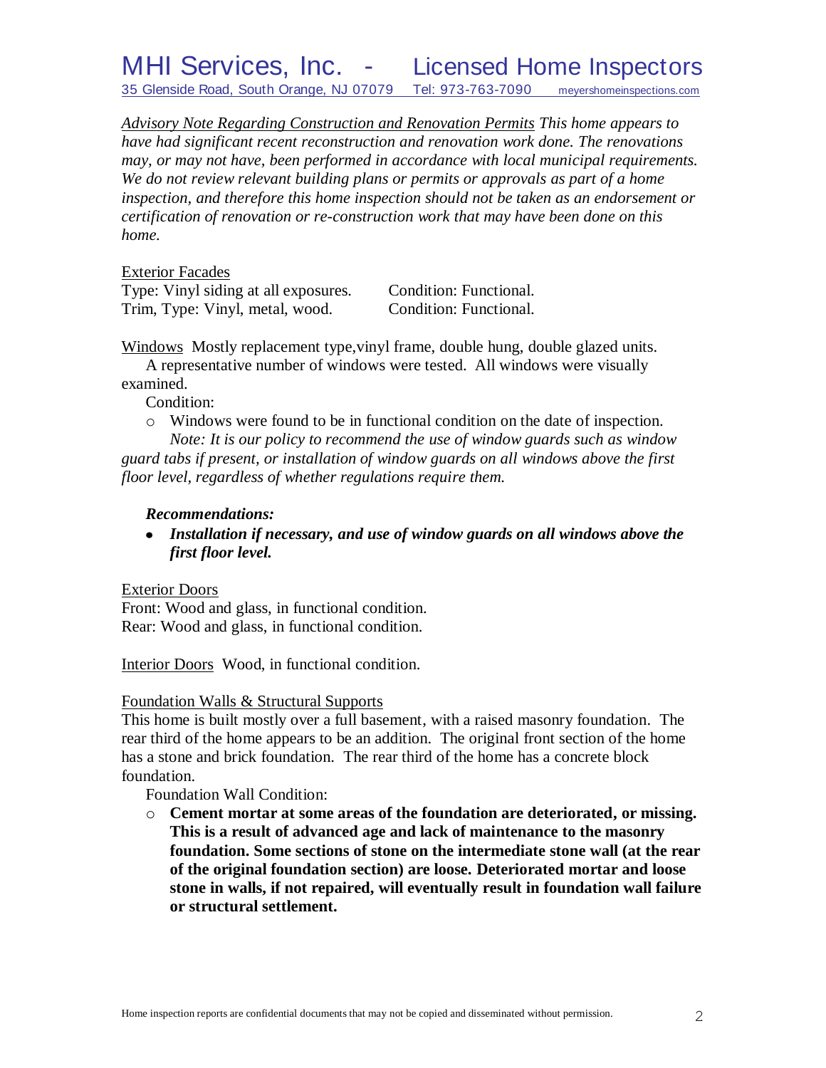*Advisory Note Regarding Construction and Renovation Permits* *This home appears to have had significant recent reconstruction and renovation work done. The renovations may, or may not have, been performed in accordance with local municipal requirements. We do not review relevant building plans or permits or approvals as part of a home inspection, and therefore this home inspection should not be taken as an endorsement or certification of renovation or re-construction work that may have been done on this home.*

Exterior Facades

| | |
|---|---|
| Type: Vinyl siding at all exposures. | Condition: Functional. |
| Trim, Type: Vinyl, metal, wood. | Condition: Functional. |

Windows  Mostly replacement type,vinyl frame, double hung, double glazed units.
A representative number of windows were tested. All windows were visually examined.

Condition:

- Windows were found to be in functional condition on the date of inspection.

*Note: It is our policy to recommend the use of window guards such as window guard tabs if present, or installation of window guards on all windows above the first floor level, regardless of whether regulations require them.*

***Recommendations:***

- ***Installation if necessary, and use of window guards on all windows above the first floor level.***

Exterior Doors
Front: Wood and glass, in functional condition.
Rear: Wood and glass, in functional condition.

Interior Doors  Wood, in functional condition.

Foundation Walls & Structural Supports
This home is built mostly over a full basement, with a raised masonry foundation. The rear third of the home appears to be an addition. The original front section of the home has a stone and brick foundation. The rear third of the home has a concrete block foundation.

Foundation Wall Condition:

- **Cement mortar at some areas of the foundation are deteriorated, or missing. This is a result of advanced age and lack of maintenance to the masonry foundation. Some sections of stone on the intermediate stone wall (at the rear of the original foundation section) are loose. Deteriorated mortar and loose stone in walls, if not repaired, will eventually result in foundation wall failure or structural settlement.**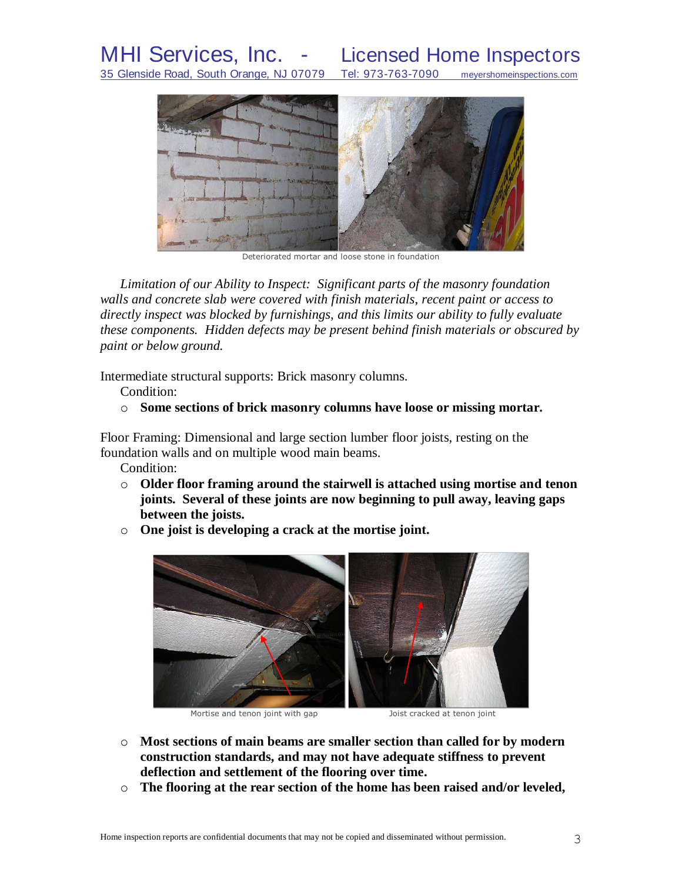Deteriorated mortar and loose stone in foundation

*Limitation of our Ability to Inspect: Significant parts of the masonry foundation walls and concrete slab were covered with finish materials, recent paint or access to directly inspect was blocked by furnishings, and this limits our ability to fully evaluate these components. Hidden defects may be present behind finish materials or obscured by paint or below ground.*

Intermediate structural supports: Brick masonry columns.

Condition:

- **Some sections of brick masonry columns have loose or missing mortar.**

Floor Framing: Dimensional and large section lumber floor joists, resting on the foundation walls and on multiple wood main beams.

Condition:

- **Older floor framing around the stairwell is attached using mortise and tenon joints. Several of these joints are now beginning to pull away, leaving gaps between the joists.**
- **One joist is developing a crack at the mortise joint.**

Mortise and tenon joint with gap

Joist cracked at tenon joint

- **Most sections of main beams are smaller section than called for by modern construction standards, and may not have adequate stiffness to prevent deflection and settlement of the flooring over time.**
- **The flooring at the rear section of the home has been raised and/or leveled,**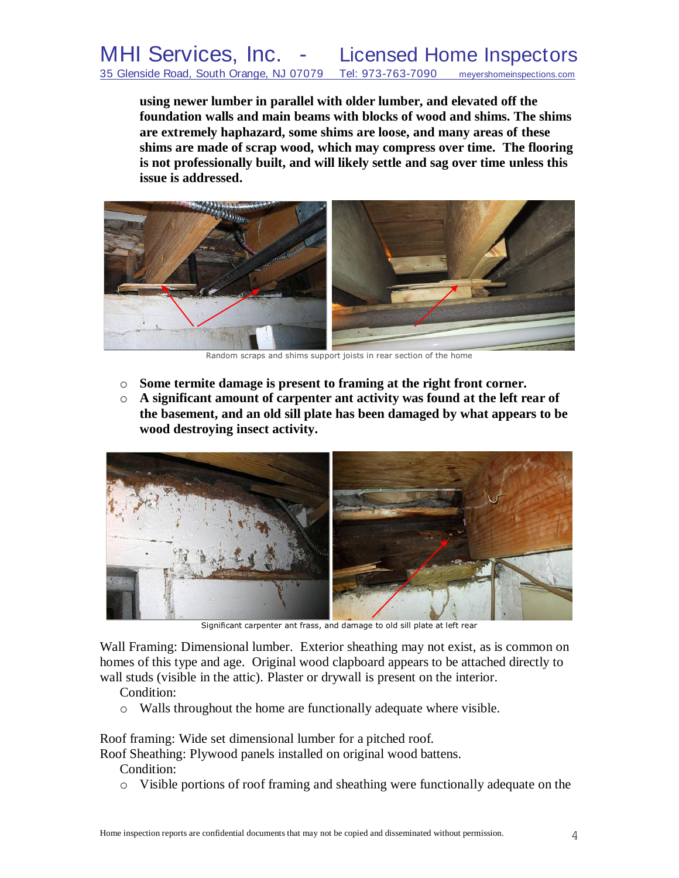**using newer lumber in parallel with older lumber, and elevated off the foundation walls and main beams with blocks of wood and shims. The shims are extremely haphazard, some shims are loose, and many areas of these shims are made of scrap wood, which may compress over time. The flooring is not professionally built, and will likely settle and sag over time unless this issue is addressed.**

Random scraps and shims support joists in rear section of the home

- **Some termite damage is present to framing at the right front corner.**
- **A significant amount of carpenter ant activity was found at the left rear of the basement, and an old sill plate has been damaged by what appears to be wood destroying insect activity.**

Significant carpenter ant frass, and damage to old sill plate at left rear

Wall Framing: Dimensional lumber. Exterior sheathing may not exist, as is common on homes of this type and age. Original wood clapboard appears to be attached directly to wall studs (visible in the attic). Plaster or drywall is present on the interior.

Condition:

- Walls throughout the home are functionally adequate where visible.

Roof framing: Wide set dimensional lumber for a pitched roof.
Roof Sheathing: Plywood panels installed on original wood battens.

Condition:

- Visible portions of roof framing and sheathing were functionally adequate on the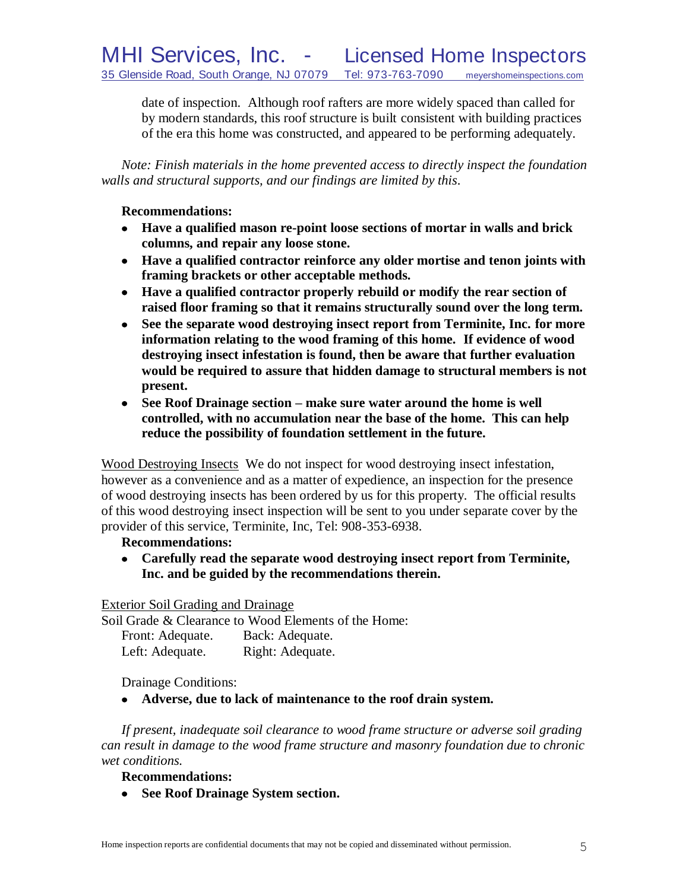date of inspection. Although roof rafters are more widely spaced than called for by modern standards, this roof structure is built consistent with building practices of the era this home was constructed, and appeared to be performing adequately.

*Note: Finish materials in the home prevented access to directly inspect the foundation walls and structural supports, and our findings are limited by this.*

**Recommendations:**

- **Have a qualified mason re-point loose sections of mortar in walls and brick columns, and repair any loose stone.**
- **Have a qualified contractor reinforce any older mortise and tenon joints with framing brackets or other acceptable methods.**
- **Have a qualified contractor properly rebuild or modify the rear section of raised floor framing so that it remains structurally sound over the long term.**
- **See the separate wood destroying insect report from Terminite, Inc. for more information relating to the wood framing of this home. If evidence of wood destroying insect infestation is found, then be aware that further evaluation would be required to assure that hidden damage to structural members is not present.**
- **See Roof Drainage section – make sure water around the home is well controlled, with no accumulation near the base of the home. This can help reduce the possibility of foundation settlement in the future.**

<u>Wood Destroying Insects</u> We do not inspect for wood destroying insect infestation, however as a convenience and as a matter of expedience, an inspection for the presence of wood destroying insects has been ordered by us for this property. The official results of this wood destroying insect inspection will be sent to you under separate cover by the provider of this service, Terminite, Inc, Tel: 908-353-6938.

**Recommendations:**

- **Carefully read the separate wood destroying insect report from Terminite, Inc. and be guided by the recommendations therein.**

<u>Exterior Soil Grading and Drainage</u>

Soil Grade & Clearance to Wood Elements of the Home:

Front: Adequate. Back: Adequate.
Left: Adequate. Right: Adequate.

Drainage Conditions:

- **Adverse, due to lack of maintenance to the roof drain system.**

*If present, inadequate soil clearance to wood frame structure or adverse soil grading can result in damage to the wood frame structure and masonry foundation due to chronic wet conditions.*

**Recommendations:**

- **See Roof Drainage System section.**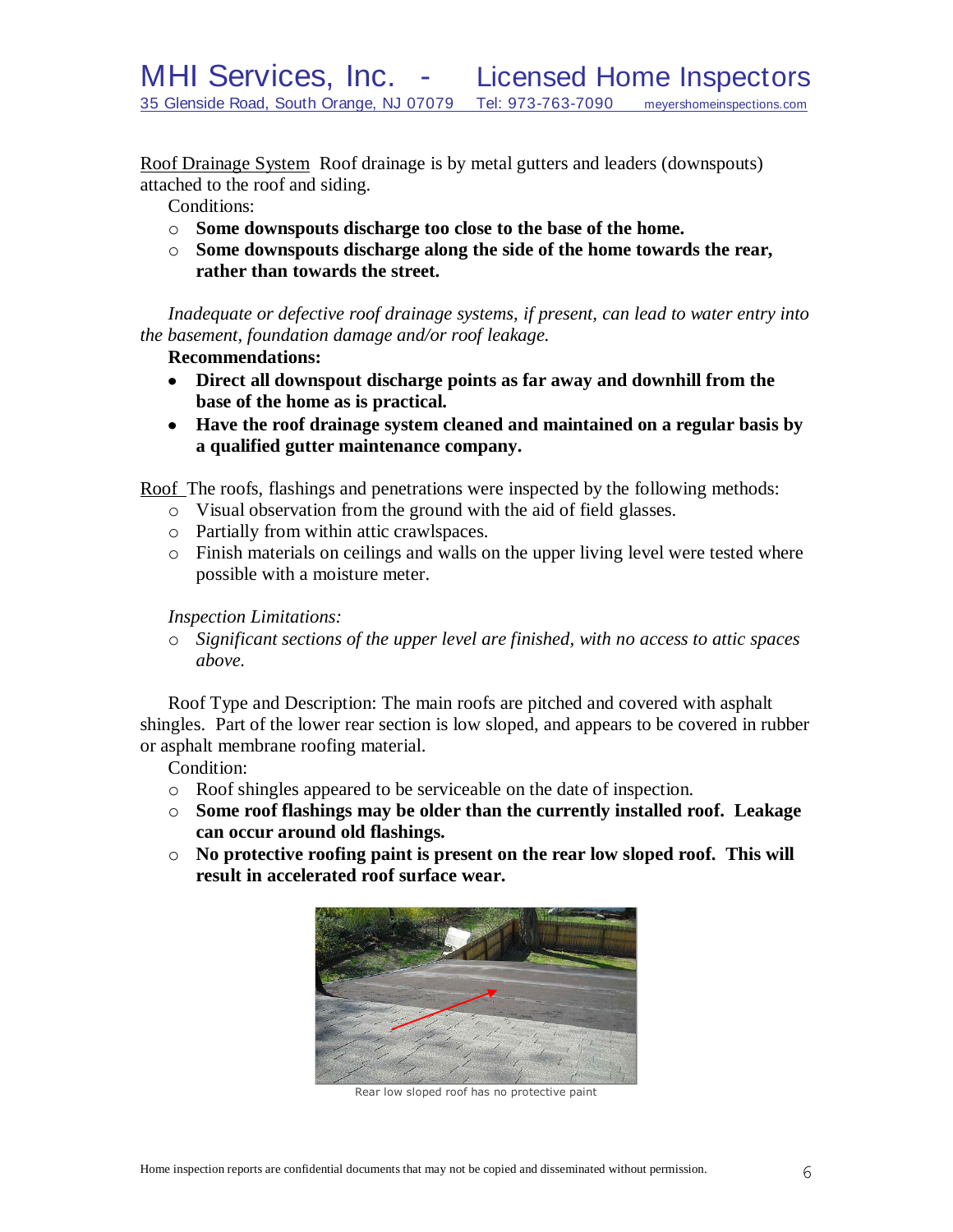Roof Drainage System  Roof drainage is by metal gutters and leaders (downspouts) attached to the roof and siding.

Conditions:

- **Some downspouts discharge too close to the base of the home.**
- **Some downspouts discharge along the side of the home towards the rear, rather than towards the street.**

*Inadequate or defective roof drainage systems, if present, can lead to water entry into the basement, foundation damage and/or roof leakage.*

**Recommendations:**

- **Direct all downspout discharge points as far away and downhill from the base of the home as is practical.**
- **Have the roof drainage system cleaned and maintained on a regular basis by a qualified gutter maintenance company.**

Roof  The roofs, flashings and penetrations were inspected by the following methods:

- Visual observation from the ground with the aid of field glasses.
- Partially from within attic crawlspaces.
- Finish materials on ceilings and walls on the upper living level were tested where possible with a moisture meter.

*Inspection Limitations:*

- *Significant sections of the upper level are finished, with no access to attic spaces above.*

Roof Type and Description: The main roofs are pitched and covered with asphalt shingles. Part of the lower rear section is low sloped, and appears to be covered in rubber or asphalt membrane roofing material.

Condition:

- Roof shingles appeared to be serviceable on the date of inspection.
- **Some roof flashings may be older than the currently installed roof. Leakage can occur around old flashings.**
- **No protective roofing paint is present on the rear low sloped roof. This will result in accelerated roof surface wear.**

Rear low sloped roof has no protective paint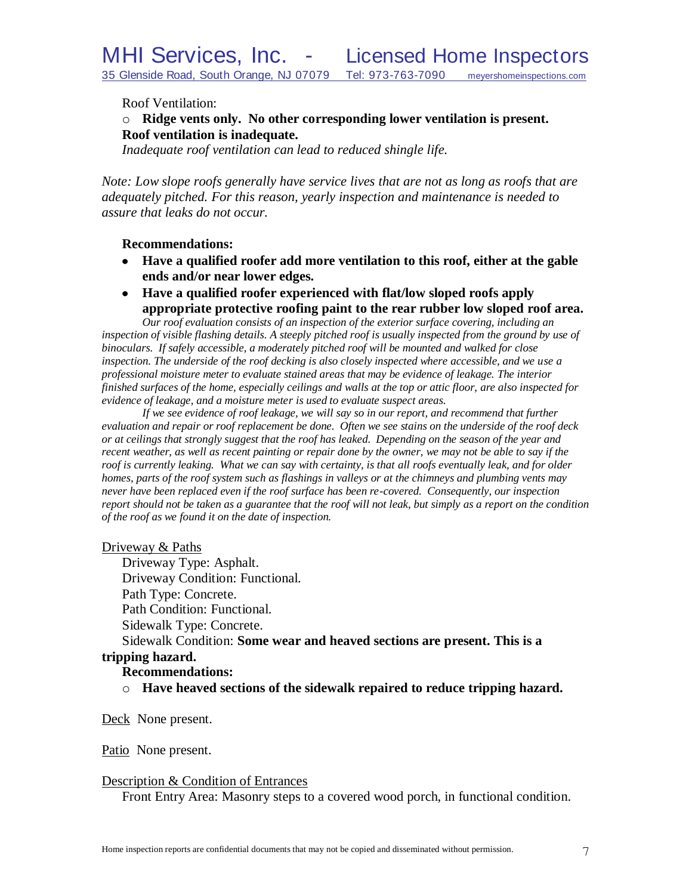Roof Ventilation:

- **Ridge vents only. No other corresponding lower ventilation is present. Roof ventilation is inadequate.**

*Inadequate roof ventilation can lead to reduced shingle life.*

*Note: Low slope roofs generally have service lives that are not as long as roofs that are adequately pitched. For this reason, yearly inspection and maintenance is needed to assure that leaks do not occur.*

**Recommendations:**

- **Have a qualified roofer add more ventilation to this roof, either at the gable ends and/or near lower edges.**
- **Have a qualified roofer experienced with flat/low sloped roofs apply appropriate protective roofing paint to the rear rubber low sloped roof area.**

*Our roof evaluation consists of an inspection of the exterior surface covering, including an inspection of visible flashing details. A steeply pitched roof is usually inspected from the ground by use of binoculars. If safely accessible, a moderately pitched roof will be mounted and walked for close inspection. The underside of the roof decking is also closely inspected where accessible, and we use a professional moisture meter to evaluate stained areas that may be evidence of leakage. The interior finished surfaces of the home, especially ceilings and walls at the top or attic floor, are also inspected for evidence of leakage, and a moisture meter is used to evaluate suspect areas.*

*If we see evidence of roof leakage, we will say so in our report, and recommend that further evaluation and repair or roof replacement be done. Often we see stains on the underside of the roof deck or at ceilings that strongly suggest that the roof has leaked. Depending on the season of the year and recent weather, as well as recent painting or repair done by the owner, we may not be able to say if the roof is currently leaking. What we can say with certainty, is that all roofs eventually leak, and for older homes, parts of the roof system such as flashings in valleys or at the chimneys and plumbing vents may never have been replaced even if the roof surface has been re-covered. Consequently, our inspection report should not be taken as a guarantee that the roof will not leak, but simply as a report on the condition of the roof as we found it on the date of inspection.*

<u>Driveway & Paths</u>

Driveway Type: Asphalt.
Driveway Condition: Functional.
Path Type: Concrete.
Path Condition: Functional.
Sidewalk Type: Concrete.
Sidewalk Condition: **Some wear and heaved sections are present. This is a tripping hazard.**

**Recommendations:**

- **Have heaved sections of the sidewalk repaired to reduce tripping hazard.**

<u>Deck</u> None present.

<u>Patio</u> None present.

<u>Description & Condition of Entrances</u>

Front Entry Area: Masonry steps to a covered wood porch, in functional condition.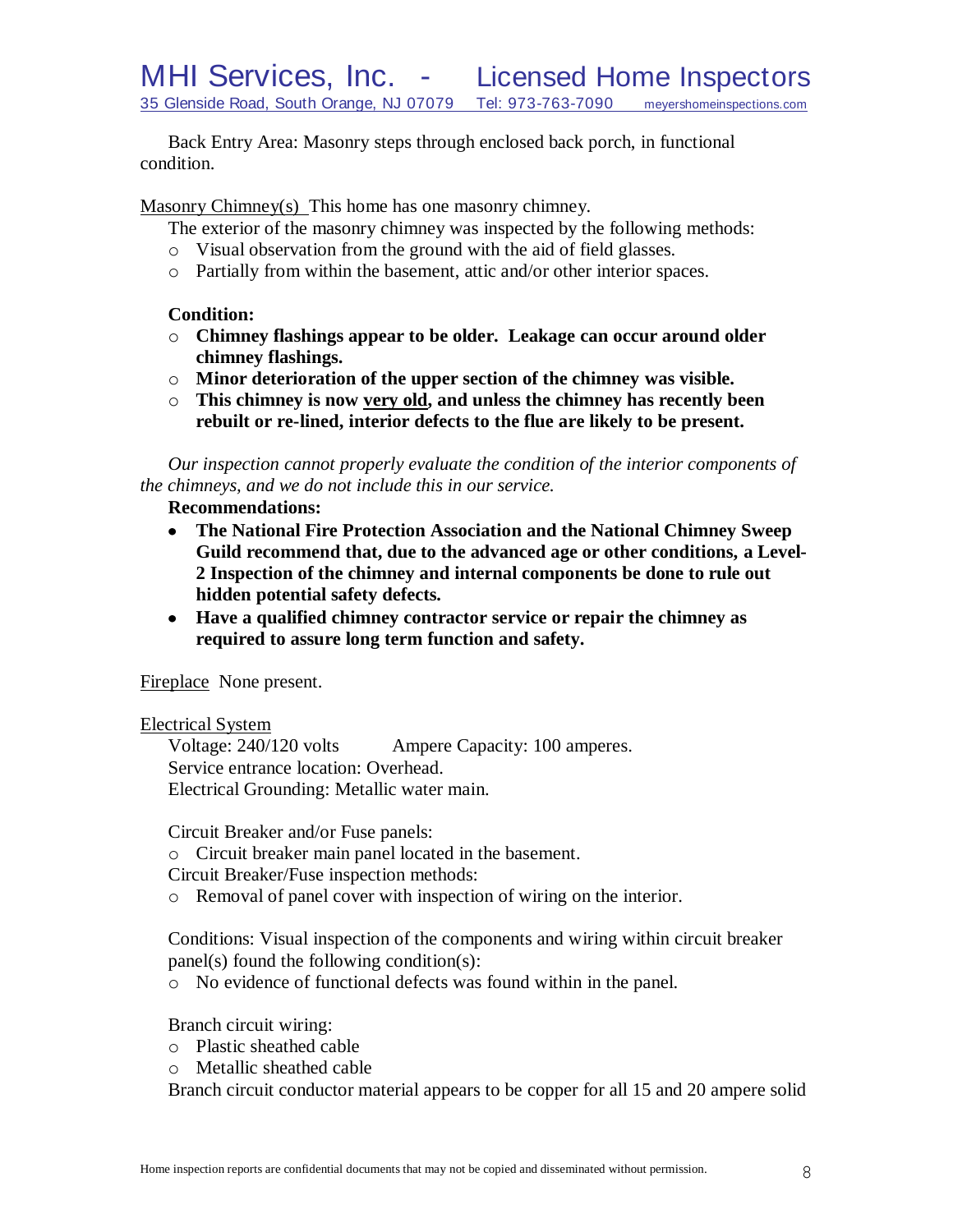Back Entry Area: Masonry steps through enclosed back porch, in functional condition.

Masonry Chimney(s) This home has one masonry chimney.

The exterior of the masonry chimney was inspected by the following methods:

- Visual observation from the ground with the aid of field glasses.
- Partially from within the basement, attic and/or other interior spaces.

**Condition:**

- **Chimney flashings appear to be older. Leakage can occur around older chimney flashings.**
- **Minor deterioration of the upper section of the chimney was visible.**
- **This chimney is now very old, and unless the chimney has recently been rebuilt or re-lined, interior defects to the flue are likely to be present.**

*Our inspection cannot properly evaluate the condition of the interior components of the chimneys, and we do not include this in our service.*

**Recommendations:**

- **The National Fire Protection Association and the National Chimney Sweep Guild recommend that, due to the advanced age or other conditions, a Level-2 Inspection of the chimney and internal components be done to rule out hidden potential safety defects.**
- **Have a qualified chimney contractor service or repair the chimney as required to assure long term function and safety.**

Fireplace None present.

Electrical System

Voltage: 240/120 volts Ampere Capacity: 100 amperes.
Service entrance location: Overhead.
Electrical Grounding: Metallic water main.

Circuit Breaker and/or Fuse panels:

- Circuit breaker main panel located in the basement.

Circuit Breaker/Fuse inspection methods:

- Removal of panel cover with inspection of wiring on the interior.

Conditions: Visual inspection of the components and wiring within circuit breaker panel(s) found the following condition(s):

- No evidence of functional defects was found within in the panel.

Branch circuit wiring:

- Plastic sheathed cable
- Metallic sheathed cable

Branch circuit conductor material appears to be copper for all 15 and 20 ampere solid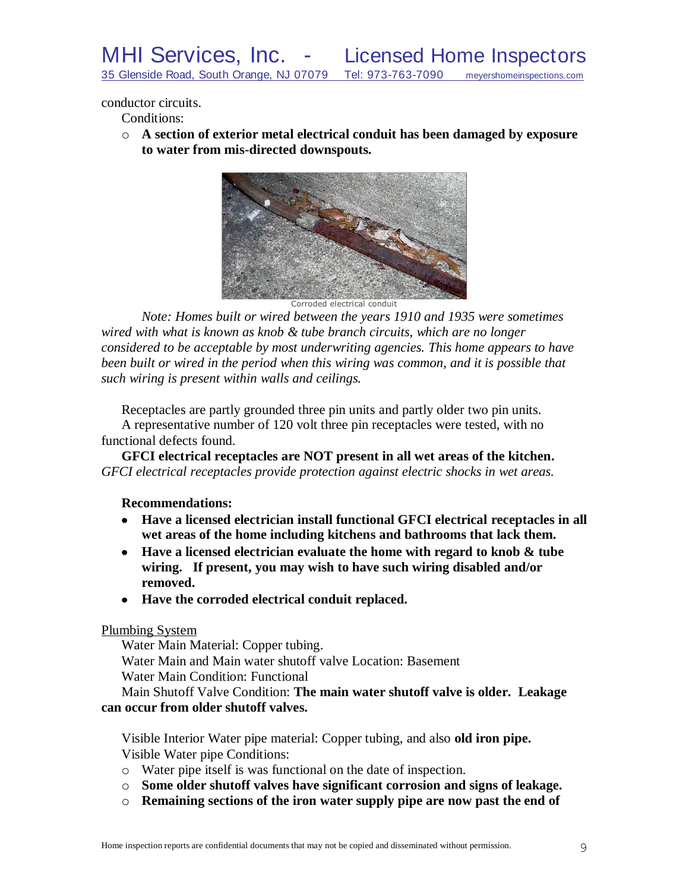conductor circuits.

Conditions:

- **A section of exterior metal electrical conduit has been damaged by exposure to water from mis-directed downspouts.**

Corroded electrical conduit

*Note: Homes built or wired between the years 1910 and 1935 were sometimes wired with what is known as knob & tube branch circuits, which are no longer considered to be acceptable by most underwriting agencies. This home appears to have been built or wired in the period when this wiring was common, and it is possible that such wiring is present within walls and ceilings.*

Receptacles are partly grounded three pin units and partly older two pin units.

A representative number of 120 volt three pin receptacles were tested, with no functional defects found.

**GFCI electrical receptacles are NOT present in all wet areas of the kitchen.** *GFCI electrical receptacles provide protection against electric shocks in wet areas.*

**Recommendations:**

- **Have a licensed electrician install functional GFCI electrical receptacles in all wet areas of the home including kitchens and bathrooms that lack them.**
- **Have a licensed electrician evaluate the home with regard to knob & tube wiring. If present, you may wish to have such wiring disabled and/or removed.**
- **Have the corroded electrical conduit replaced.**

Plumbing System

Water Main Material: Copper tubing.

Water Main and Main water shutoff valve Location: Basement

Water Main Condition: Functional

Main Shutoff Valve Condition: **The main water shutoff valve is older. Leakage can occur from older shutoff valves.**

Visible Interior Water pipe material: Copper tubing, and also **old iron pipe.**

Visible Water pipe Conditions:

- Water pipe itself is was functional on the date of inspection.
- **Some older shutoff valves have significant corrosion and signs of leakage.**
- **Remaining sections of the iron water supply pipe are now past the end of**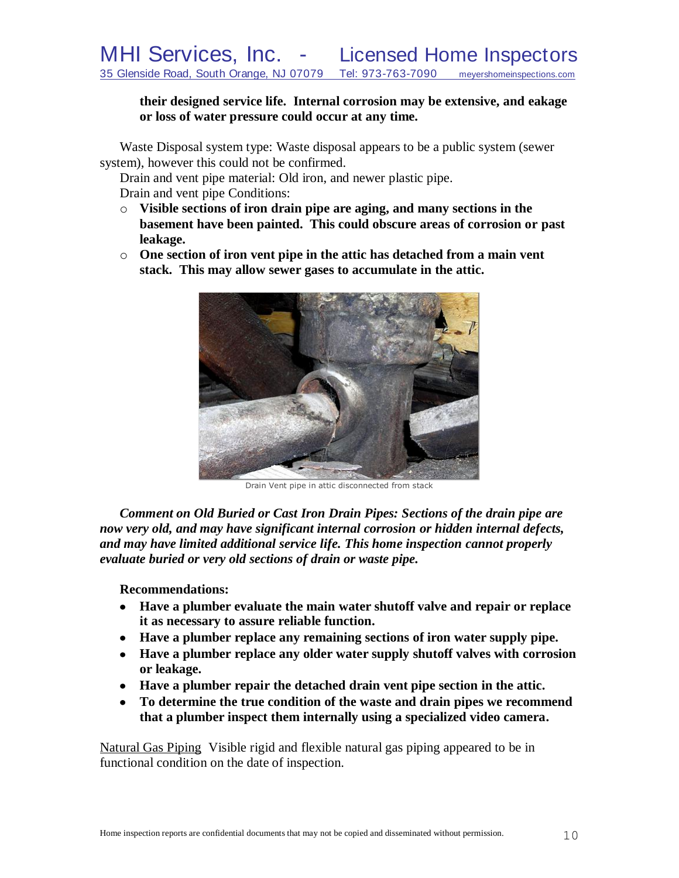**their designed service life. Internal corrosion may be extensive, and eakage or loss of water pressure could occur at any time.**

Waste Disposal system type: Waste disposal appears to be a public system (sewer system), however this could not be confirmed.

Drain and vent pipe material: Old iron, and newer plastic pipe.

Drain and vent pipe Conditions:

- **Visible sections of iron drain pipe are aging, and many sections in the basement have been painted. This could obscure areas of corrosion or past leakage.**
- **One section of iron vent pipe in the attic has detached from a main vent stack. This may allow sewer gases to accumulate in the attic.**

Drain Vent pipe in attic disconnected from stack

***Comment on Old Buried or Cast Iron Drain Pipes: Sections of the drain pipe are now very old, and may have significant internal corrosion or hidden internal defects, and may have limited additional service life. This home inspection cannot properly evaluate buried or very old sections of drain or waste pipe.***

**Recommendations:**

- **Have a plumber evaluate the main water shutoff valve and repair or replace it as necessary to assure reliable function.**
- **Have a plumber replace any remaining sections of iron water supply pipe.**
- **Have a plumber replace any older water supply shutoff valves with corrosion or leakage.**
- **Have a plumber repair the detached drain vent pipe section in the attic.**
- **To determine the true condition of the waste and drain pipes we recommend that a plumber inspect them internally using a specialized video camera.**

Natural Gas Piping Visible rigid and flexible natural gas piping appeared to be in functional condition on the date of inspection.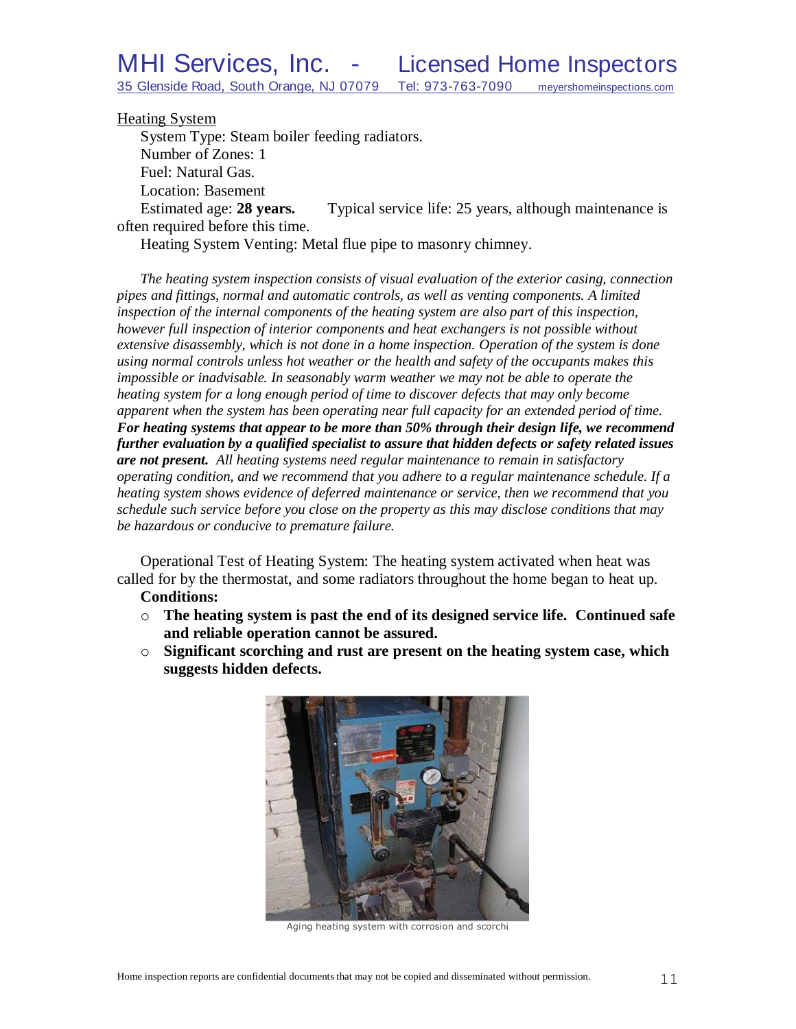## Heading System

System Type: Steam boiler feeding radiators.
Number of Zones: 1
Fuel: Natural Gas.
Location: Basement
Estimated age: **28 years.** Typical service life: 25 years, although maintenance is often required before this time.
Heating System Venting: Metal flue pipe to masonry chimney.

*The heating system inspection consists of visual evaluation of the exterior casing, connection pipes and fittings, normal and automatic controls, as well as venting components. A limited inspection of the internal components of the heating system are also part of this inspection, however full inspection of interior components and heat exchangers is not possible without extensive disassembly, which is not done in a home inspection. Operation of the system is done using normal controls unless hot weather or the health and safety of the occupants makes this impossible or inadvisable. In seasonably warm weather we may not be able to operate the heating system for a long enough period of time to discover defects that may only become apparent when the system has been operating near full capacity for an extended period of time.* ***For heating systems that appear to be more than 50% through their design life, we recommend further evaluation by a qualified specialist to assure that hidden defects or safety related issues are not present.*** *All heating systems need regular maintenance to remain in satisfactory operating condition, and we recommend that you adhere to a regular maintenance schedule. If a heating system shows evidence of deferred maintenance or service, then we recommend that you schedule such service before you close on the property as this may disclose conditions that may be hazardous or conducive to premature failure.*

Operational Test of Heating System: The heating system activated when heat was called for by the thermostat, and some radiators throughout the home began to heat up.

**Conditions:**

- **The heating system is past the end of its designed service life. Continued safe and reliable operation cannot be assured.**
- **Significant scorching and rust are present on the heating system case, which suggests hidden defects.**

Aging heating system with corrosion and scorchi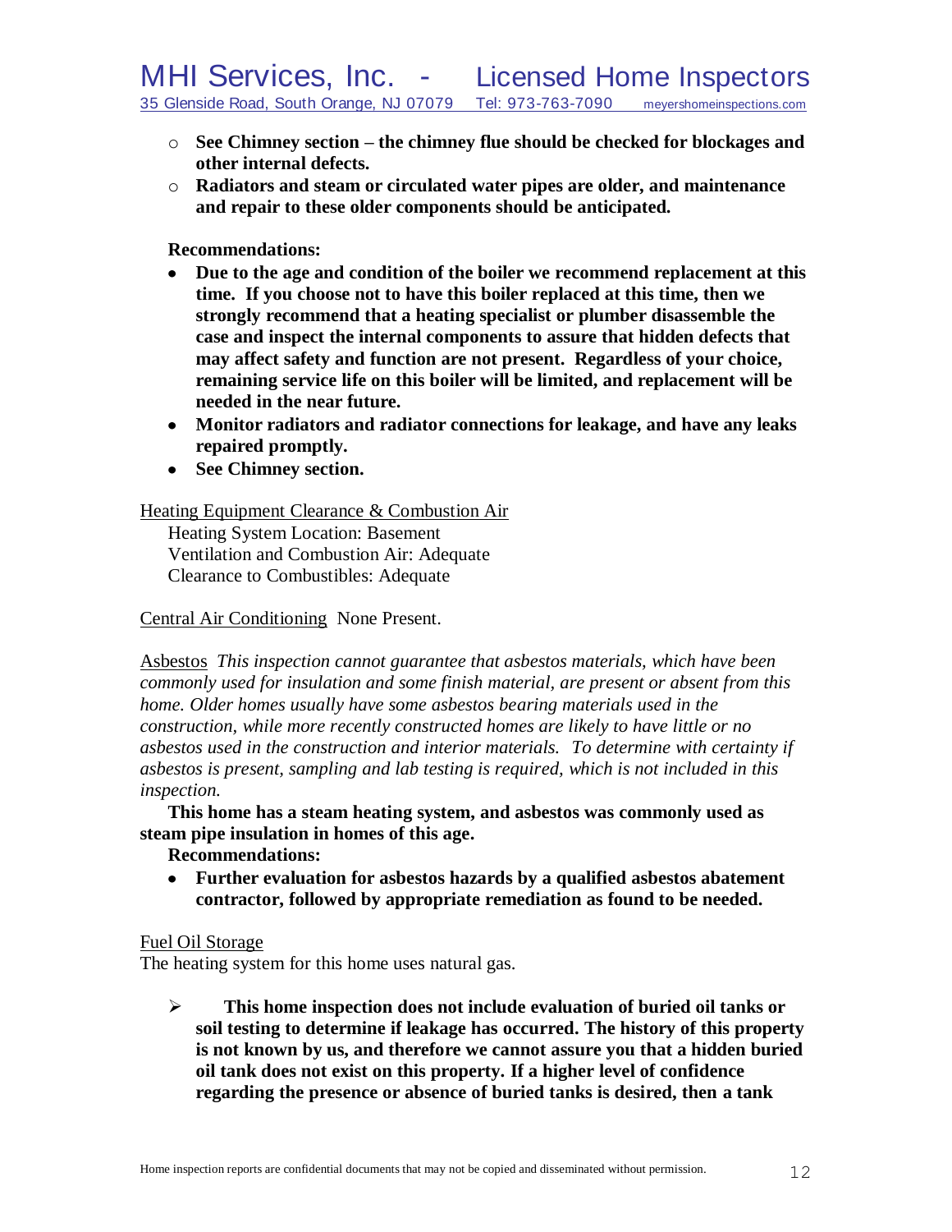- **See Chimney section – the chimney flue should be checked for blockages and other internal defects.**
- **Radiators and steam or circulated water pipes are older, and maintenance and repair to these older components should be anticipated.**

**Recommendations:**

- **Due to the age and condition of the boiler we recommend replacement at this time. If you choose not to have this boiler replaced at this time, then we strongly recommend that a heating specialist or plumber disassemble the case and inspect the internal components to assure that hidden defects that may affect safety and function are not present. Regardless of your choice, remaining service life on this boiler will be limited, and replacement will be needed in the near future.**
- **Monitor radiators and radiator connections for leakage, and have any leaks repaired promptly.**
- **See Chimney section.**

Heating Equipment Clearance & Combustion Air

Heating System Location: Basement
Ventilation and Combustion Air: Adequate
Clearance to Combustibles: Adequate

Central Air Conditioning None Present.

Asbestos *This inspection cannot guarantee that asbestos materials, which have been commonly used for insulation and some finish material, are present or absent from this home. Older homes usually have some asbestos bearing materials used in the construction, while more recently constructed homes are likely to have little or no asbestos used in the construction and interior materials. To determine with certainty if asbestos is present, sampling and lab testing is required, which is not included in this inspection.*

**This home has a steam heating system, and asbestos was commonly used as steam pipe insulation in homes of this age.**

**Recommendations:**

- **Further evaluation for asbestos hazards by a qualified asbestos abatement contractor, followed by appropriate remediation as found to be needed.**

Fuel Oil Storage

The heating system for this home uses natural gas.

- **This home inspection does not include evaluation of buried oil tanks or soil testing to determine if leakage has occurred. The history of this property is not known by us, and therefore we cannot assure you that a hidden buried oil tank does not exist on this property. If a higher level of confidence regarding the presence or absence of buried tanks is desired, then a tank**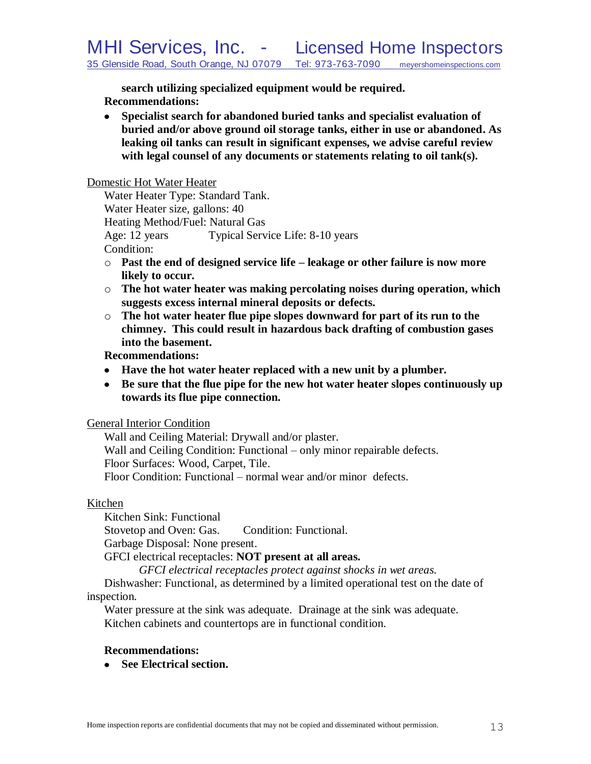**search utilizing specialized equipment would be required.**

**Recommendations:**

- **Specialist search for abandoned buried tanks and specialist evaluation of buried and/or above ground oil storage tanks, either in use or abandoned. As leaking oil tanks can result in significant expenses, we advise careful review with legal counsel of any documents or statements relating to oil tank(s).**

<u>Domestic Hot Water Heater</u>

Water Heater Type: Standard Tank.
Water Heater size, gallons: 40
Heating Method/Fuel: Natural Gas
Age: 12 years    Typical Service Life: 8-10 years
Condition:

- **Past the end of designed service life – leakage or other failure is now more likely to occur.**
- **The hot water heater was making percolating noises during operation, which suggests excess internal mineral deposits or defects.**
- **The hot water heater flue pipe slopes downward for part of its run to the chimney. This could result in hazardous back drafting of combustion gases into the basement.**

**Recommendations:**

- **Have the hot water heater replaced with a new unit by a plumber.**
- **Be sure that the flue pipe for the new hot water heater slopes continuously up towards its flue pipe connection.**

<u>General Interior Condition</u>

Wall and Ceiling Material: Drywall and/or plaster.
Wall and Ceiling Condition: Functional – only minor repairable defects.
Floor Surfaces: Wood, Carpet, Tile.
Floor Condition: Functional – normal wear and/or minor defects.

<u>Kitchen</u>

Kitchen Sink: Functional
Stovetop and Oven: Gas.    Condition: Functional.
Garbage Disposal: None present.
GFCI electrical receptacles: **NOT present at all areas.**

*GFCI electrical receptacles protect against shocks in wet areas.*

Dishwasher: Functional, as determined by a limited operational test on the date of inspection.
Water pressure at the sink was adequate. Drainage at the sink was adequate.
Kitchen cabinets and countertops are in functional condition.

**Recommendations:**

- **See Electrical section.**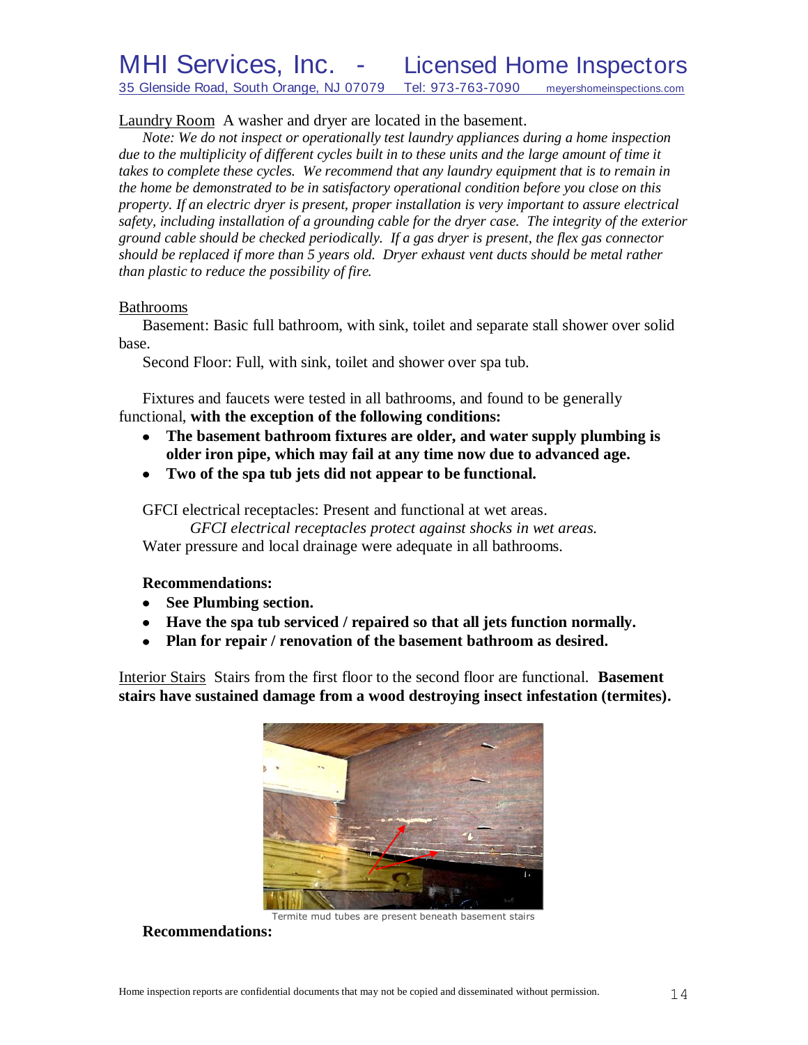Laundry Room A washer and dryer are located in the basement.

*Note: We do not inspect or operationally test laundry appliances during a home inspection due to the multiplicity of different cycles built in to these units and the large amount of time it takes to complete these cycles. We recommend that any laundry equipment that is to remain in the home be demonstrated to be in satisfactory operational condition before you close on this property. If an electric dryer is present, proper installation is very important to assure electrical safety, including installation of a grounding cable for the dryer case. The integrity of the exterior ground cable should be checked periodically. If a gas dryer is present, the flex gas connector should be replaced if more than 5 years old. Dryer exhaust vent ducts should be metal rather than plastic to reduce the possibility of fire.*

Bathrooms

Basement: Basic full bathroom, with sink, toilet and separate stall shower over solid base.

Second Floor: Full, with sink, toilet and shower over spa tub.

Fixtures and faucets were tested in all bathrooms, and found to be generally functional, **with the exception of the following conditions:**

- **The basement bathroom fixtures are older, and water supply plumbing is older iron pipe, which may fail at any time now due to advanced age.**
- **Two of the spa tub jets did not appear to be functional.**

GFCI electrical receptacles: Present and functional at wet areas.

*GFCI electrical receptacles protect against shocks in wet areas.*

Water pressure and local drainage were adequate in all bathrooms.

**Recommendations:**

- **See Plumbing section.**
- **Have the spa tub serviced / repaired so that all jets function normally.**
- **Plan for repair / renovation of the basement bathroom as desired.**

Interior Stairs Stairs from the first floor to the second floor are functional. **Basement stairs have sustained damage from a wood destroying insect infestation (termites).**

Termite mud tubes are present beneath basement stairs

**Recommendations:**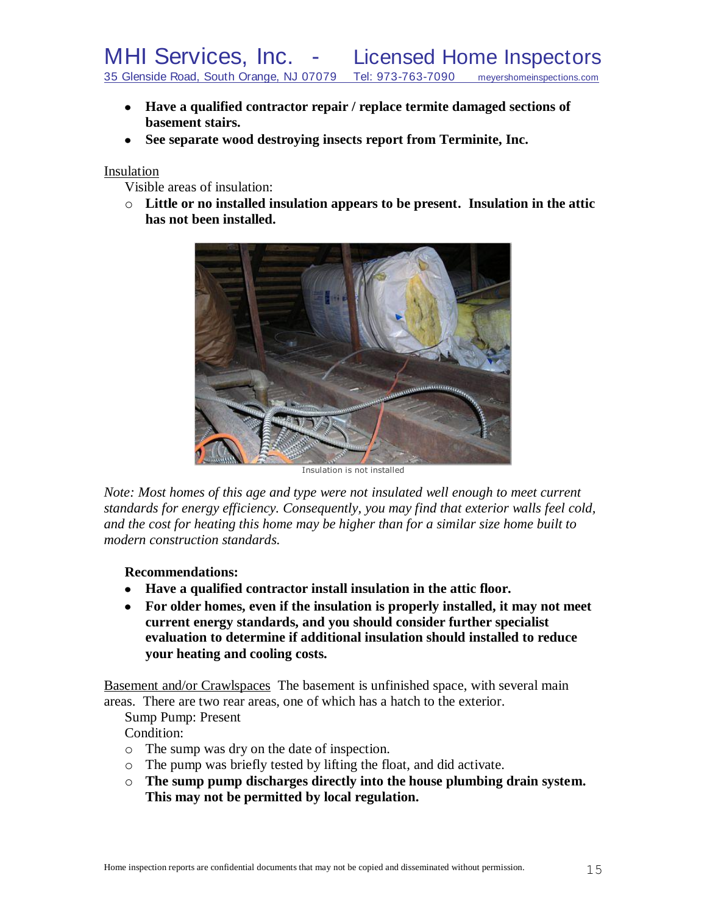- **Have a qualified contractor repair / replace termite damaged sections of basement stairs.**
- **See separate wood destroying insects report from Terminite, Inc.**

Insulation

Visible areas of insulation:

- **Little or no installed insulation appears to be present. Insulation in the attic has not been installed.**

Insulation is not installed

*Note: Most homes of this age and type were not insulated well enough to meet current standards for energy efficiency. Consequently, you may find that exterior walls feel cold, and the cost for heating this home may be higher than for a similar size home built to modern construction standards.*

**Recommendations:**

- **Have a qualified contractor install insulation in the attic floor.**
- **For older homes, even if the insulation is properly installed, it may not meet current energy standards, and you should consider further specialist evaluation to determine if additional insulation should installed to reduce your heating and cooling costs.**

Basement and/or Crawlspaces The basement is unfinished space, with several main areas. There are two rear areas, one of which has a hatch to the exterior.

Sump Pump: Present

Condition:

- The sump was dry on the date of inspection.
- The pump was briefly tested by lifting the float, and did activate.
- **The sump pump discharges directly into the house plumbing drain system. This may not be permitted by local regulation.**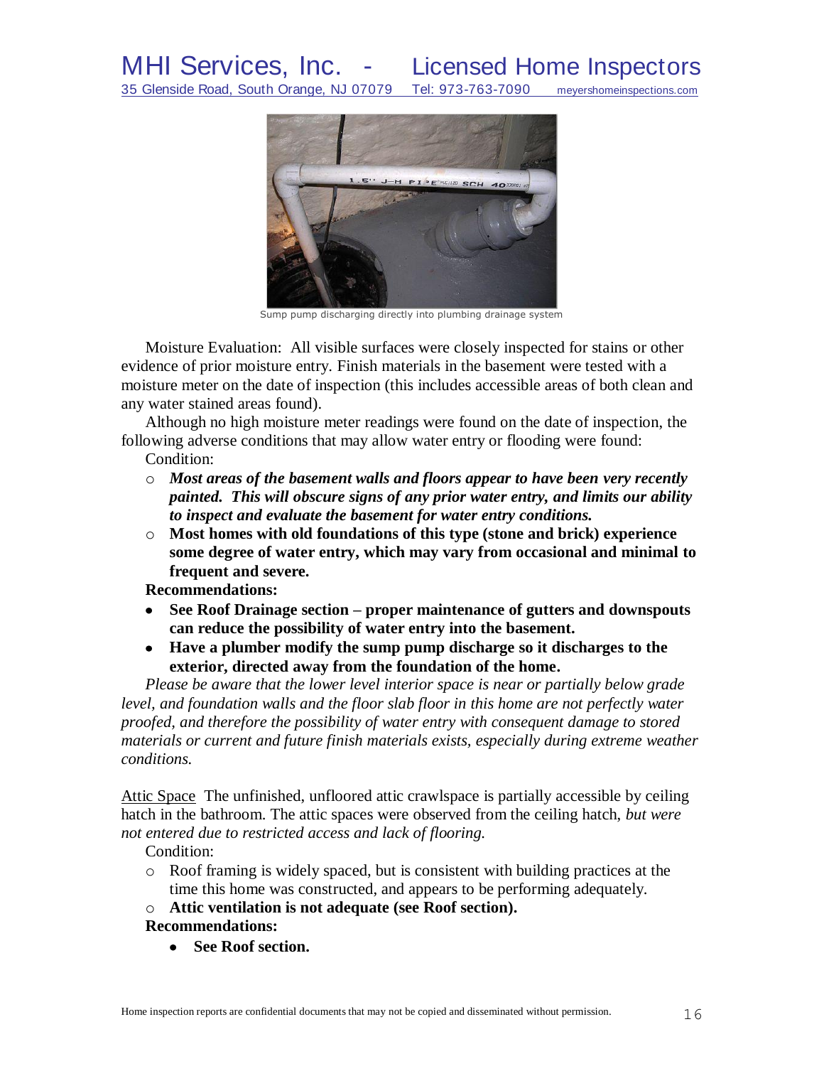Sump pump discharging directly into plumbing drainage system

Moisture Evaluation: All visible surfaces were closely inspected for stains or other evidence of prior moisture entry. Finish materials in the basement were tested with a moisture meter on the date of inspection (this includes accessible areas of both clean and any water stained areas found).

Although no high moisture meter readings were found on the date of inspection, the following adverse conditions that may allow water entry or flooding were found:

Condition:

- ***Most areas of the basement walls and floors appear to have been very recently painted. This will obscure signs of any prior water entry, and limits our ability to inspect and evaluate the basement for water entry conditions.***
- **Most homes with old foundations of this type (stone and brick) experience some degree of water entry, which may vary from occasional and minimal to frequent and severe.**

**Recommendations:**

- **See Roof Drainage section – proper maintenance of gutters and downspouts can reduce the possibility of water entry into the basement.**
- **Have a plumber modify the sump pump discharge so it discharges to the exterior, directed away from the foundation of the home.**

*Please be aware that the lower level interior space is near or partially below grade level, and foundation walls and the floor slab floor in this home are not perfectly water proofed, and therefore the possibility of water entry with consequent damage to stored materials or current and future finish materials exists, especially during extreme weather conditions.*

Attic Space The unfinished, unfloored attic crawlspace is partially accessible by ceiling hatch in the bathroom. The attic spaces were observed from the ceiling hatch, *but were not entered due to restricted access and lack of flooring.*

Condition:

- Roof framing is widely spaced, but is consistent with building practices at the time this home was constructed, and appears to be performing adequately.
- **Attic ventilation is not adequate (see Roof section).**

**Recommendations:**

- **See Roof section.**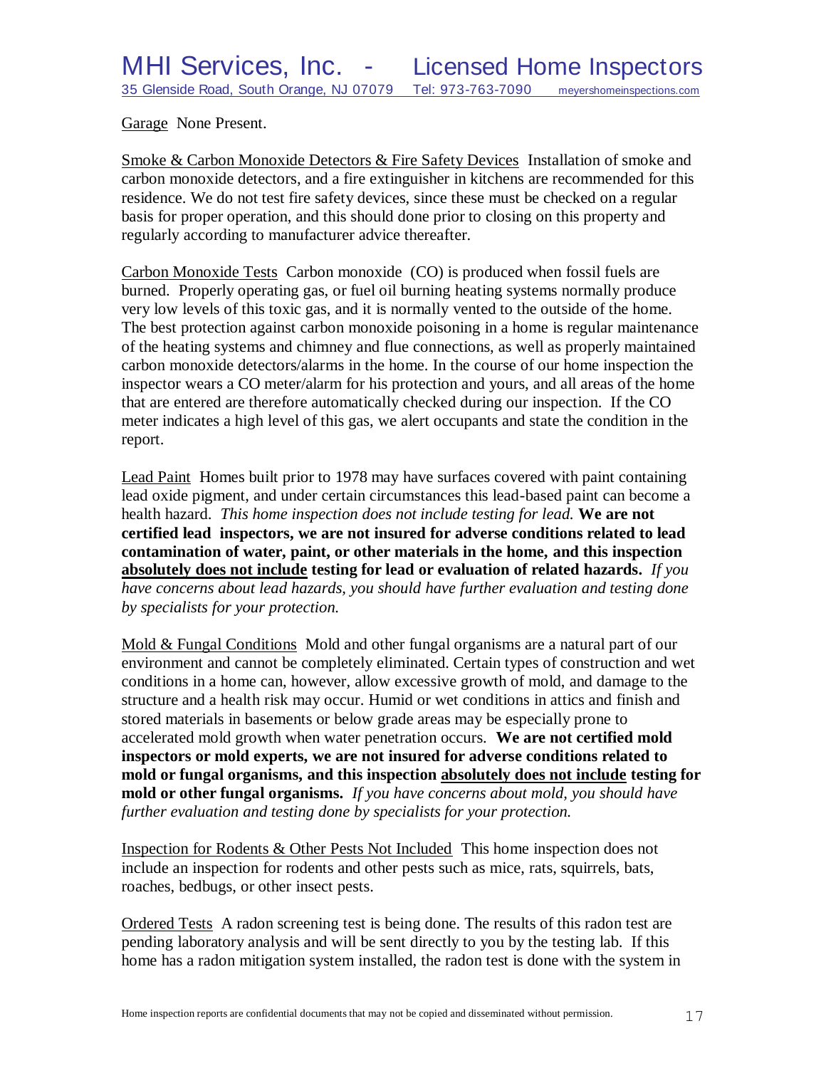Garage None Present.

Smoke & Carbon Monoxide Detectors & Fire Safety Devices Installation of smoke and carbon monoxide detectors, and a fire extinguisher in kitchens are recommended for this residence. We do not test fire safety devices, since these must be checked on a regular basis for proper operation, and this should done prior to closing on this property and regularly according to manufacturer advice thereafter.

Carbon Monoxide Tests Carbon monoxide (CO) is produced when fossil fuels are burned. Properly operating gas, or fuel oil burning heating systems normally produce very low levels of this toxic gas, and it is normally vented to the outside of the home. The best protection against carbon monoxide poisoning in a home is regular maintenance of the heating systems and chimney and flue connections, as well as properly maintained carbon monoxide detectors/alarms in the home. In the course of our home inspection the inspector wears a CO meter/alarm for his protection and yours, and all areas of the home that are entered are therefore automatically checked during our inspection. If the CO meter indicates a high level of this gas, we alert occupants and state the condition in the report.

Lead Paint Homes built prior to 1978 may have surfaces covered with paint containing lead oxide pigment, and under certain circumstances this lead-based paint can become a health hazard. *This home inspection does not include testing for lead.* **We are not certified lead inspectors, we are not insured for adverse conditions related to lead contamination of water, paint, or other materials in the home, and this inspection absolutely does not include testing for lead or evaluation of related hazards.** *If you have concerns about lead hazards, you should have further evaluation and testing done by specialists for your protection.*

Mold & Fungal Conditions Mold and other fungal organisms are a natural part of our environment and cannot be completely eliminated. Certain types of construction and wet conditions in a home can, however, allow excessive growth of mold, and damage to the structure and a health risk may occur. Humid or wet conditions in attics and finish and stored materials in basements or below grade areas may be especially prone to accelerated mold growth when water penetration occurs. **We are not certified mold inspectors or mold experts, we are not insured for adverse conditions related to mold or fungal organisms, and this inspection absolutely does not include testing for mold or other fungal organisms.** *If you have concerns about mold, you should have further evaluation and testing done by specialists for your protection.*

Inspection for Rodents & Other Pests Not Included This home inspection does not include an inspection for rodents and other pests such as mice, rats, squirrels, bats, roaches, bedbugs, or other insect pests.

Ordered Tests A radon screening test is being done. The results of this radon test are pending laboratory analysis and will be sent directly to you by the testing lab. If this home has a radon mitigation system installed, the radon test is done with the system in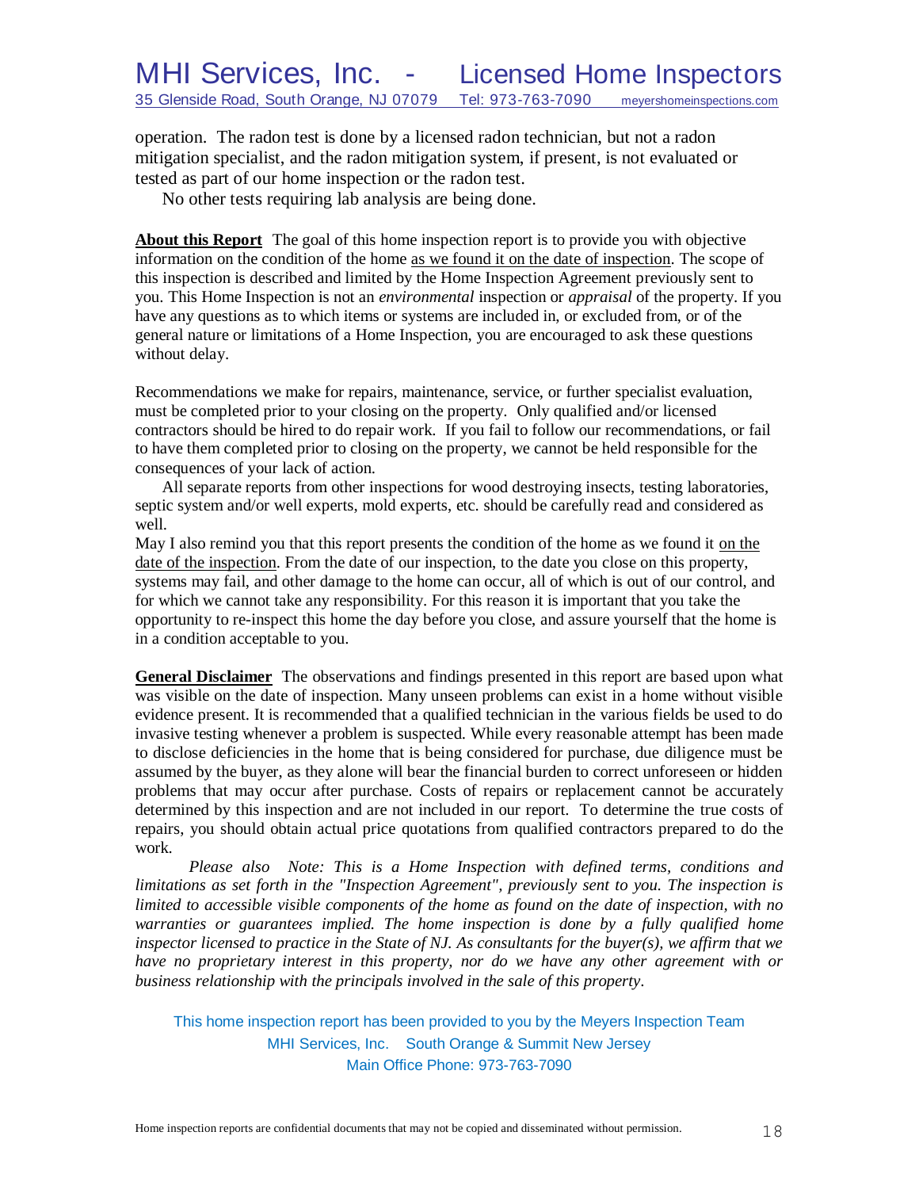operation. The radon test is done by a licensed radon technician, but not a radon mitigation specialist, and the radon mitigation system, if present, is not evaluated or tested as part of our home inspection or the radon test.

No other tests requiring lab analysis are being done.

**About this Report** The goal of this home inspection report is to provide you with objective information on the condition of the home as we found it on the date of inspection. The scope of this inspection is described and limited by the Home Inspection Agreement previously sent to you. This Home Inspection is not an *environmental* inspection or *appraisal* of the property. If you have any questions as to which items or systems are included in, or excluded from, or of the general nature or limitations of a Home Inspection, you are encouraged to ask these questions without delay.

Recommendations we make for repairs, maintenance, service, or further specialist evaluation, must be completed prior to your closing on the property. Only qualified and/or licensed contractors should be hired to do repair work. If you fail to follow our recommendations, or fail to have them completed prior to closing on the property, we cannot be held responsible for the consequences of your lack of action.

All separate reports from other inspections for wood destroying insects, testing laboratories, septic system and/or well experts, mold experts, etc. should be carefully read and considered as well.

May I also remind you that this report presents the condition of the home as we found it on the date of the inspection. From the date of our inspection, to the date you close on this property, systems may fail, and other damage to the home can occur, all of which is out of our control, and for which we cannot take any responsibility. For this reason it is important that you take the opportunity to re-inspect this home the day before you close, and assure yourself that the home is in a condition acceptable to you.

**General Disclaimer** The observations and findings presented in this report are based upon what was visible on the date of inspection. Many unseen problems can exist in a home without visible evidence present. It is recommended that a qualified technician in the various fields be used to do invasive testing whenever a problem is suspected. While every reasonable attempt has been made to disclose deficiencies in the home that is being considered for purchase, due diligence must be assumed by the buyer, as they alone will bear the financial burden to correct unforeseen or hidden problems that may occur after purchase. Costs of repairs or replacement cannot be accurately determined by this inspection and are not included in our report. To determine the true costs of repairs, you should obtain actual price quotations from qualified contractors prepared to do the work.

*Please also Note: This is a Home Inspection with defined terms, conditions and limitations as set forth in the "Inspection Agreement", previously sent to you. The inspection is limited to accessible visible components of the home as found on the date of inspection, with no warranties or guarantees implied. The home inspection is done by a fully qualified home inspector licensed to practice in the State of NJ. As consultants for the buyer(s), we affirm that we have no proprietary interest in this property, nor do we have any other agreement with or business relationship with the principals involved in the sale of this property.*

This home inspection report has been provided to you by the Meyers Inspection Team
MHI Services, Inc. South Orange & Summit New Jersey
Main Office Phone: 973-763-7090